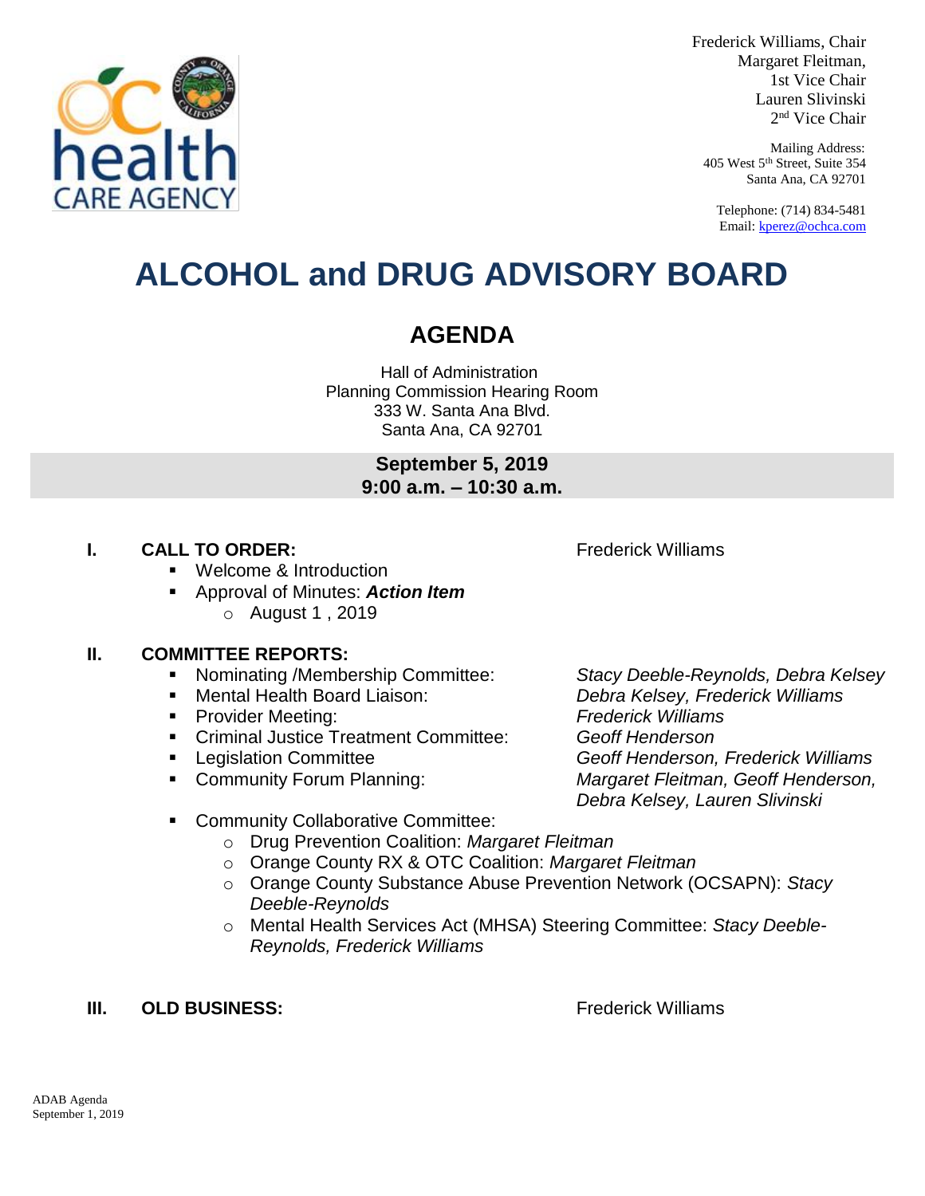Frederick Williams, Chair
Margaret Fleitman,
1st Vice Chair
Lauren Slivinski
2nd Vice Chair

Mailing Address:
405 West 5th Street, Suite 354
Santa Ana, CA 92701

Telephone: (714) 834-5481
Email: kperez@ochca.com

# ALCOHOL and DRUG ADVISORY BOARD

## AGENDA

Hall of Administration
Planning Commission Hearing Room
333 W. Santa Ana Blvd.
Santa Ana, CA 92701

**September 5, 2019**
**9:00 a.m. – 10:30 a.m.**

**I. CALL TO ORDER:** Frederick Williams

- Welcome & Introduction
- Approval of Minutes: ***Action Item***
  - August 1 , 2019

**II. COMMITTEE REPORTS:**

- Nominating /Membership Committee: *Stacy Deeble-Reynolds, Debra Kelsey*
- Mental Health Board Liaison: *Debra Kelsey, Frederick Williams*
- Provider Meeting: *Frederick Williams*
- Criminal Justice Treatment Committee: *Geoff Henderson*
- Legislation Committee *Geoff Henderson, Frederick Williams*
- Community Forum Planning: *Margaret Fleitman, Geoff Henderson, Debra Kelsey, Lauren Slivinski*
- Community Collaborative Committee:
  - Drug Prevention Coalition: *Margaret Fleitman*
  - Orange County RX & OTC Coalition: *Margaret Fleitman*
  - Orange County Substance Abuse Prevention Network (OCSAPN): *Stacy Deeble-Reynolds*
  - Mental Health Services Act (MHSA) Steering Committee: *Stacy Deeble-Reynolds, Frederick Williams*

**III. OLD BUSINESS:** Frederick Williams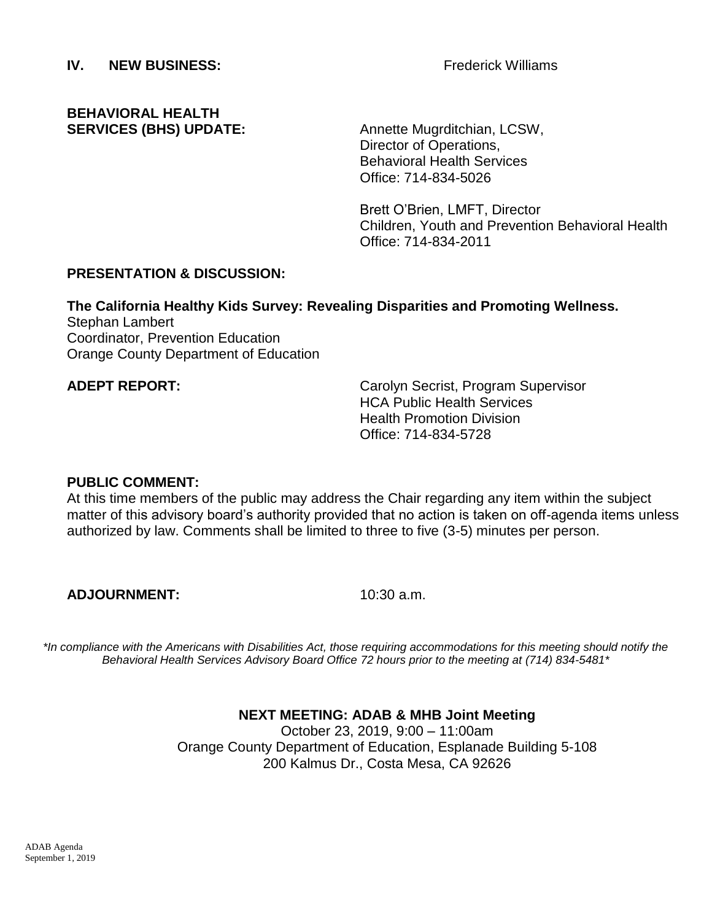**IV. NEW BUSINESS:** Frederick Williams

**BEHAVIORAL HEALTH SERVICES (BHS) UPDATE:**

Annette Mugrditchian, LCSW,
Director of Operations,
Behavioral Health Services
Office: 714-834-5026

Brett O'Brien, LMFT, Director
Children, Youth and Prevention Behavioral Health
Office: 714-834-2011

**PRESENTATION & DISCUSSION:**

**The California Healthy Kids Survey: Revealing Disparities and Promoting Wellness.**
Stephan Lambert
Coordinator, Prevention Education
Orange County Department of Education

**ADEPT REPORT:**

Carolyn Secrist, Program Supervisor
HCA Public Health Services
Health Promotion Division
Office: 714-834-5728

**PUBLIC COMMENT:**
At this time members of the public may address the Chair regarding any item within the subject matter of this advisory board's authority provided that no action is taken on off-agenda items unless authorized by law. Comments shall be limited to three to five (3-5) minutes per person.

**ADJOURNMENT:** 10:30 a.m.

*\*In compliance with the Americans with Disabilities Act, those requiring accommodations for this meeting should notify the Behavioral Health Services Advisory Board Office 72 hours prior to the meeting at (714) 834-5481\**

**NEXT MEETING: ADAB & MHB Joint Meeting**
October 23, 2019, 9:00 – 11:00am
Orange County Department of Education, Esplanade Building 5-108
200 Kalmus Dr., Costa Mesa, CA 92626